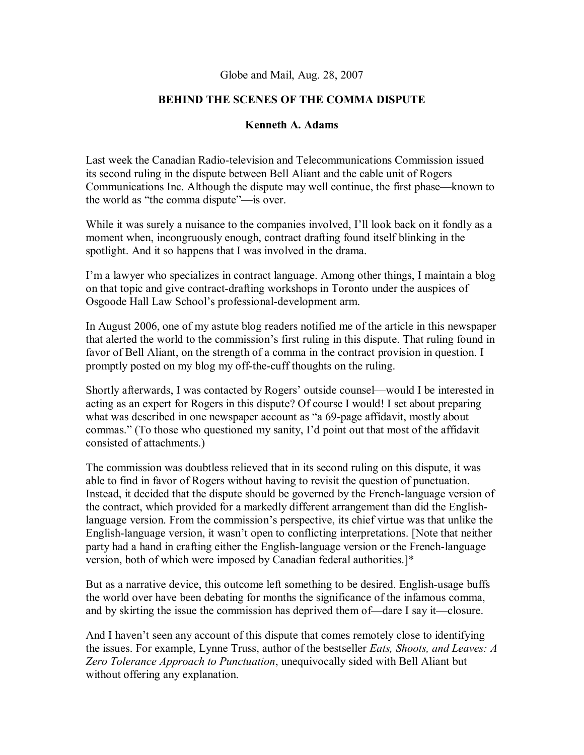Globe and Mail, Aug. 28, 2007

# BEHIND THE SCENES OF THE COMMA DISPUTE

**Kenneth A. Adams**

Last week the Canadian Radio-television and Telecommunications Commission issued its second ruling in the dispute between Bell Aliant and the cable unit of Rogers Communications Inc. Although the dispute may well continue, the first phase—known to the world as "the comma dispute"—is over.

While it was surely a nuisance to the companies involved, I'll look back on it fondly as a moment when, incongruously enough, contract drafting found itself blinking in the spotlight. And it so happens that I was involved in the drama.

I'm a lawyer who specializes in contract language. Among other things, I maintain a blog on that topic and give contract-drafting workshops in Toronto under the auspices of Osgoode Hall Law School's professional-development arm.

In August 2006, one of my astute blog readers notified me of the article in this newspaper that alerted the world to the commission's first ruling in this dispute. That ruling found in favor of Bell Aliant, on the strength of a comma in the contract provision in question. I promptly posted on my blog my off-the-cuff thoughts on the ruling.

Shortly afterwards, I was contacted by Rogers' outside counsel—would I be interested in acting as an expert for Rogers in this dispute? Of course I would! I set about preparing what was described in one newspaper account as "a 69-page affidavit, mostly about commas." (To those who questioned my sanity, I'd point out that most of the affidavit consisted of attachments.)

The commission was doubtless relieved that in its second ruling on this dispute, it was able to find in favor of Rogers without having to revisit the question of punctuation. Instead, it decided that the dispute should be governed by the French-language version of the contract, which provided for a markedly different arrangement than did the English-language version. From the commission's perspective, its chief virtue was that unlike the English-language version, it wasn't open to conflicting interpretations. [Note that neither party had a hand in crafting either the English-language version or the French-language version, both of which were imposed by Canadian federal authorities.]*

But as a narrative device, this outcome left something to be desired. English-usage buffs the world over have been debating for months the significance of the infamous comma, and by skirting the issue the commission has deprived them of—dare I say it—closure.

And I haven't seen any account of this dispute that comes remotely close to identifying the issues. For example, Lynne Truss, author of the bestseller *Eats, Shoots, and Leaves: A Zero Tolerance Approach to Punctuation*, unequivocally sided with Bell Aliant but without offering any explanation.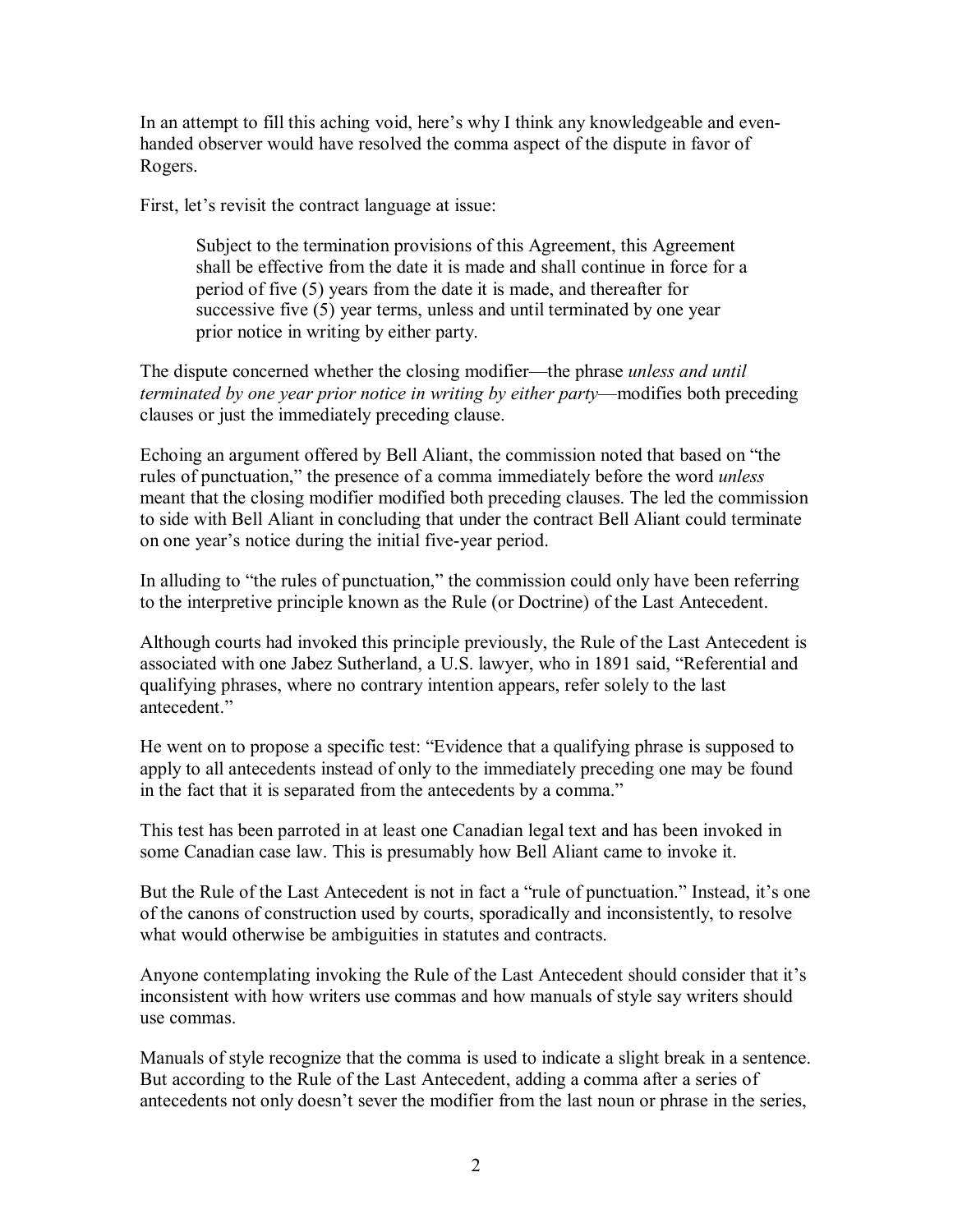In an attempt to fill this aching void, here's why I think any knowledgeable and even-handed observer would have resolved the comma aspect of the dispute in favor of Rogers.

First, let's revisit the contract language at issue:

> Subject to the termination provisions of this Agreement, this Agreement shall be effective from the date it is made and shall continue in force for a period of five (5) years from the date it is made, and thereafter for successive five (5) year terms, unless and until terminated by one year prior notice in writing by either party.

The dispute concerned whether the closing modifier—the phrase *unless and until terminated by one year prior notice in writing by either party*—modifies both preceding clauses or just the immediately preceding clause.

Echoing an argument offered by Bell Aliant, the commission noted that based on "the rules of punctuation," the presence of a comma immediately before the word *unless* meant that the closing modifier modified both preceding clauses. The led the commission to side with Bell Aliant in concluding that under the contract Bell Aliant could terminate on one year's notice during the initial five-year period.

In alluding to "the rules of punctuation," the commission could only have been referring to the interpretive principle known as the Rule (or Doctrine) of the Last Antecedent.

Although courts had invoked this principle previously, the Rule of the Last Antecedent is associated with one Jabez Sutherland, a U.S. lawyer, who in 1891 said, "Referential and qualifying phrases, where no contrary intention appears, refer solely to the last antecedent."

He went on to propose a specific test: "Evidence that a qualifying phrase is supposed to apply to all antecedents instead of only to the immediately preceding one may be found in the fact that it is separated from the antecedents by a comma."

This test has been parroted in at least one Canadian legal text and has been invoked in some Canadian case law. This is presumably how Bell Aliant came to invoke it.

But the Rule of the Last Antecedent is not in fact a "rule of punctuation." Instead, it's one of the canons of construction used by courts, sporadically and inconsistently, to resolve what would otherwise be ambiguities in statutes and contracts.

Anyone contemplating invoking the Rule of the Last Antecedent should consider that it's inconsistent with how writers use commas and how manuals of style say writers should use commas.

Manuals of style recognize that the comma is used to indicate a slight break in a sentence. But according to the Rule of the Last Antecedent, adding a comma after a series of antecedents not only doesn't sever the modifier from the last noun or phrase in the series,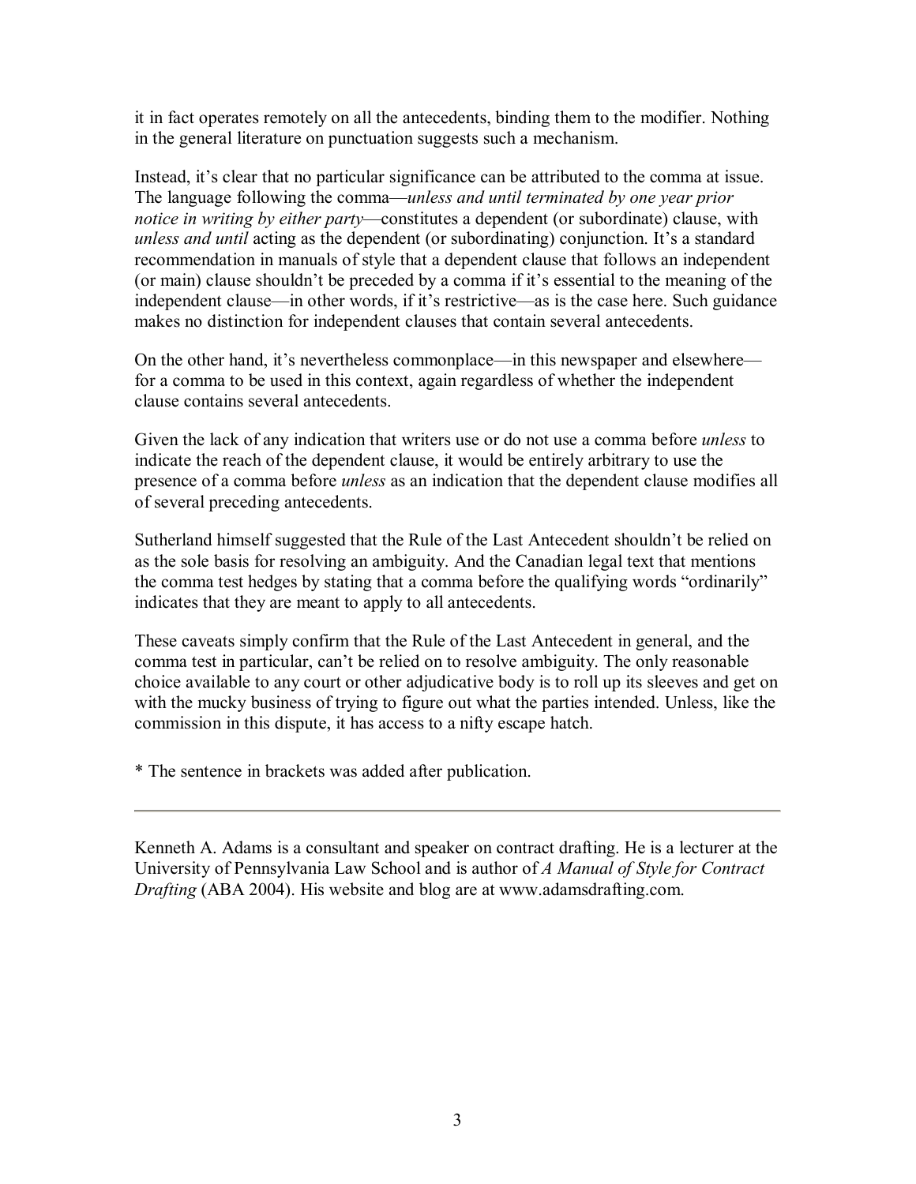it in fact operates remotely on all the antecedents, binding them to the modifier. Nothing in the general literature on punctuation suggests such a mechanism.

Instead, it's clear that no particular significance can be attributed to the comma at issue. The language following the comma—*unless and until terminated by one year prior notice in writing by either party*—constitutes a dependent (or subordinate) clause, with *unless and until* acting as the dependent (or subordinating) conjunction. It's a standard recommendation in manuals of style that a dependent clause that follows an independent (or main) clause shouldn't be preceded by a comma if it's essential to the meaning of the independent clause—in other words, if it's restrictive—as is the case here. Such guidance makes no distinction for independent clauses that contain several antecedents.

On the other hand, it's nevertheless commonplace—in this newspaper and elsewhere—for a comma to be used in this context, again regardless of whether the independent clause contains several antecedents.

Given the lack of any indication that writers use or do not use a comma before *unless* to indicate the reach of the dependent clause, it would be entirely arbitrary to use the presence of a comma before *unless* as an indication that the dependent clause modifies all of several preceding antecedents.

Sutherland himself suggested that the Rule of the Last Antecedent shouldn't be relied on as the sole basis for resolving an ambiguity. And the Canadian legal text that mentions the comma test hedges by stating that a comma before the qualifying words "ordinarily" indicates that they are meant to apply to all antecedents.

These caveats simply confirm that the Rule of the Last Antecedent in general, and the comma test in particular, can't be relied on to resolve ambiguity. The only reasonable choice available to any court or other adjudicative body is to roll up its sleeves and get on with the mucky business of trying to figure out what the parties intended. Unless, like the commission in this dispute, it has access to a nifty escape hatch.

* The sentence in brackets was added after publication.

---

Kenneth A. Adams is a consultant and speaker on contract drafting. He is a lecturer at the University of Pennsylvania Law School and is author of *A Manual of Style for Contract Drafting* (ABA 2004). His website and blog are at www.adamsdrafting.com.